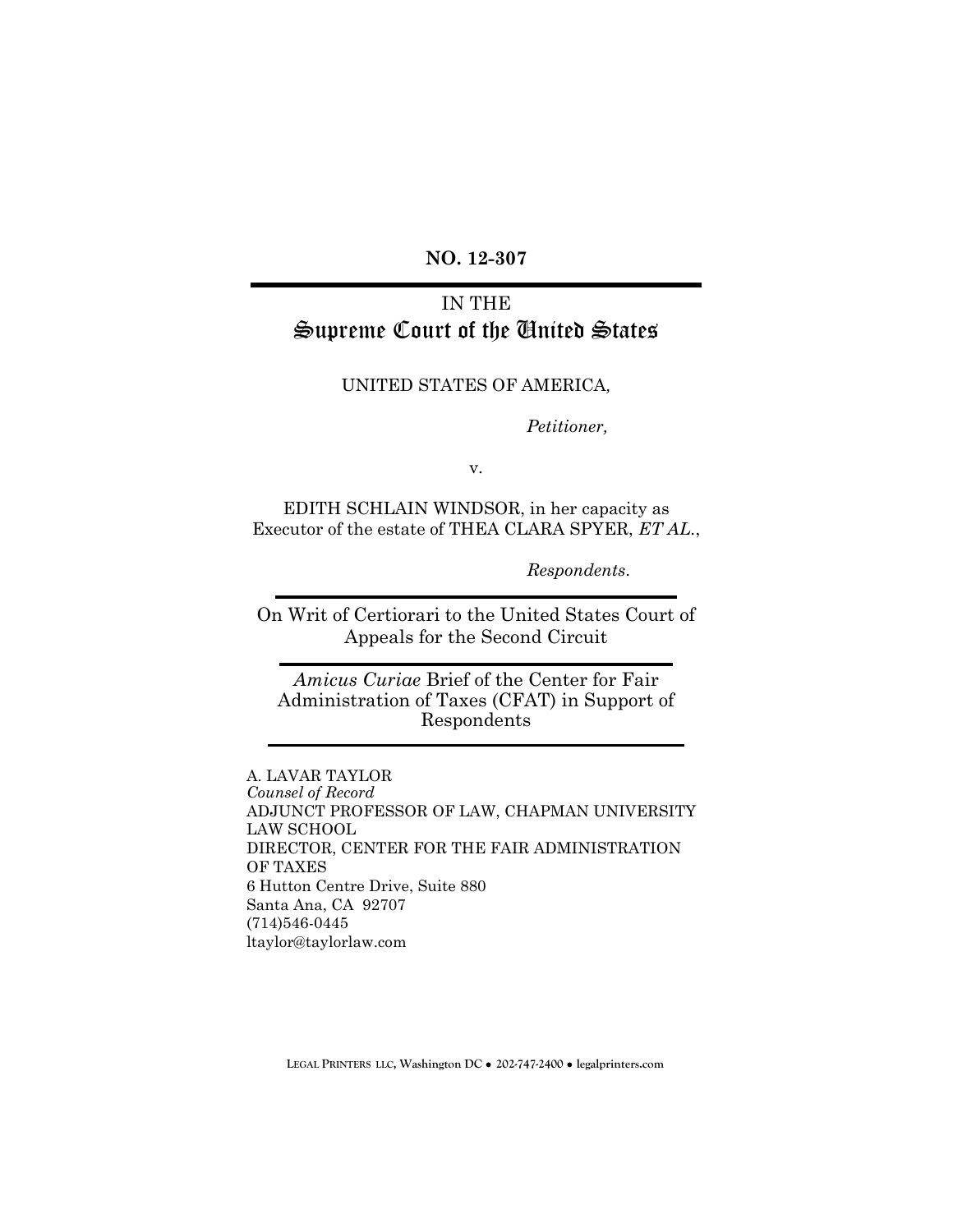**NO. 12-307**

IN THE

# Supreme Court of the United States

UNITED STATES OF AMERICA,

*Petitioner,*

v.

EDITH SCHLAIN WINDSOR, in her capacity as Executor of the estate of THEA CLARA SPYER, *ET AL.*,

*Respondents.*

On Writ of Certiorari to the United States Court of Appeals for the Second Circuit

*Amicus Curiae* Brief of the Center for Fair Administration of Taxes (CFAT) in Support of Respondents

A. LAVAR TAYLOR
*Counsel of Record*
ADJUNCT PROFESSOR OF LAW, CHAPMAN UNIVERSITY LAW SCHOOL
DIRECTOR, CENTER FOR THE FAIR ADMINISTRATION OF TAXES
6 Hutton Centre Drive, Suite 880
Santa Ana, CA 92707
(714)546-0445
ltaylor@taylorlaw.com

LEGAL PRINTERS LLC, Washington DC ● 202-747-2400 ● legalprinters.com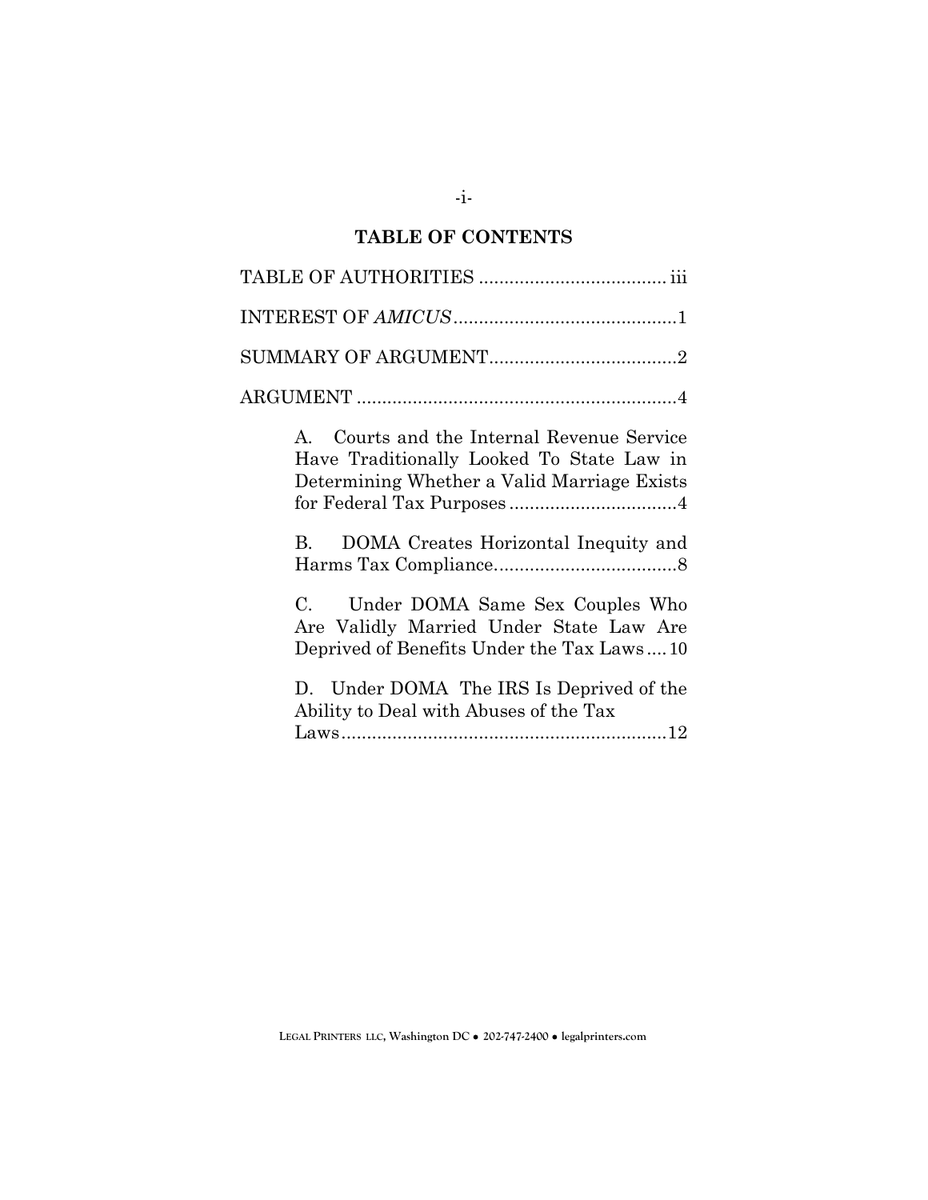## TABLE OF CONTENTS

TABLE OF AUTHORITIES .................................... iii

INTEREST OF *AMICUS* ............................................1

SUMMARY OF ARGUMENT....................................2

ARGUMENT ...............................................................4

A. Courts and the Internal Revenue Service Have Traditionally Looked To State Law in Determining Whether a Valid Marriage Exists for Federal Tax Purposes .................................4

B. DOMA Creates Horizontal Inequity and Harms Tax Compliance...................................8

C. Under DOMA Same Sex Couples Who Are Validly Married Under State Law Are Deprived of Benefits Under the Tax Laws .... 10

D. Under DOMA The IRS Is Deprived of the Ability to Deal with Abuses of the Tax Laws................................................................12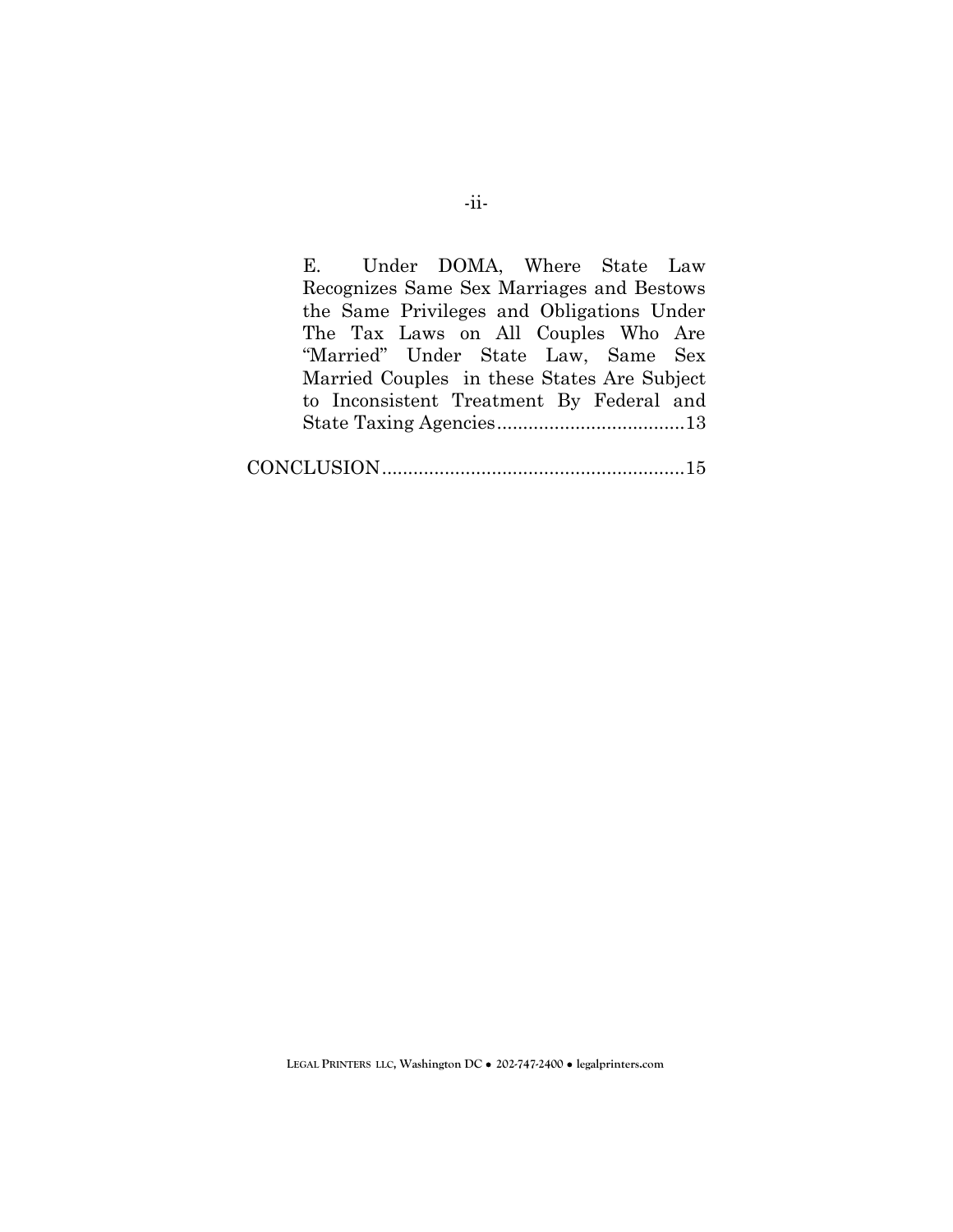E. Under DOMA, Where State Law Recognizes Same Sex Marriages and Bestows the Same Privileges and Obligations Under The Tax Laws on All Couples Who Are "Married" Under State Law, Same Sex Married Couples in these States Are Subject to Inconsistent Treatment By Federal and State Taxing Agencies....................................13

CONCLUSION.........................................................15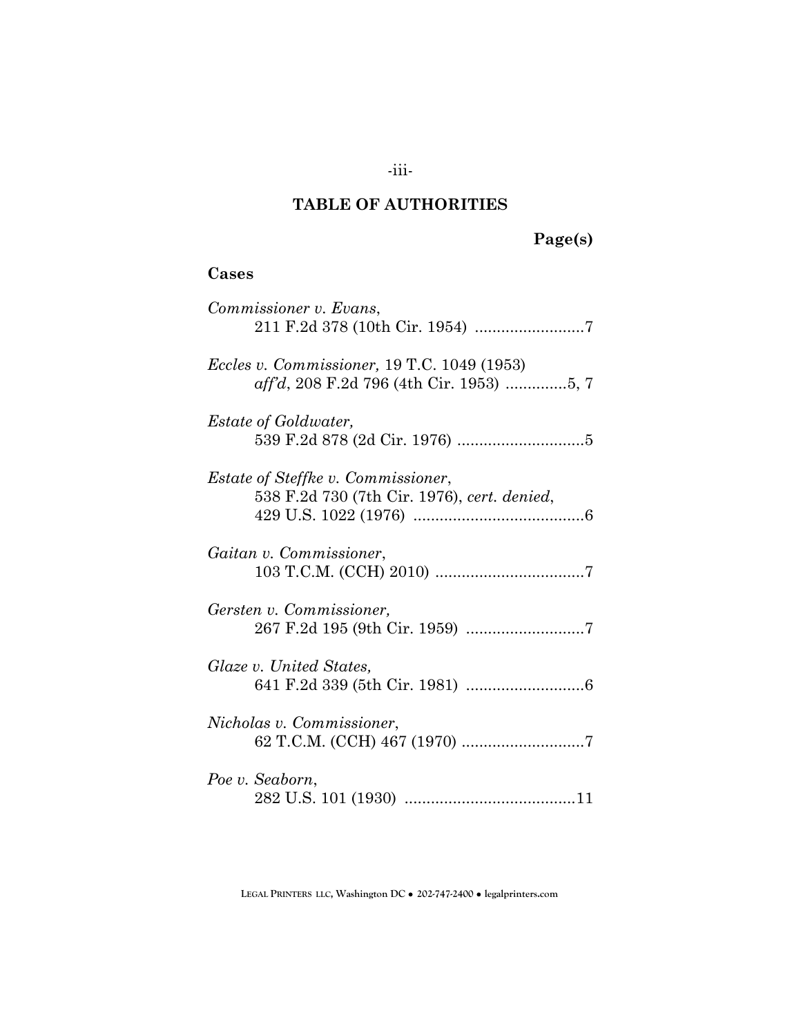## TABLE OF AUTHORITIES

**Page(s)**

### Cases

*Commissioner v. Evans*,
211 F.2d 378 (10th Cir. 1954) .........................7

*Eccles v. Commissioner,* 19 T.C. 1049 (1953)
*aff'd*, 208 F.2d 796 (4th Cir. 1953) ..............5, 7

*Estate of Goldwater,*
539 F.2d 878 (2d Cir. 1976) .............................5

*Estate of Steffke v. Commissioner*,
538 F.2d 730 (7th Cir. 1976), *cert. denied*,
429 U.S. 1022 (1976) .......................................6

*Gaitan v. Commissioner*,
103 T.C.M. (CCH) 2010) ..................................7

*Gersten v. Commissioner,*
267 F.2d 195 (9th Cir. 1959) ...........................7

*Glaze v. United States,*
641 F.2d 339 (5th Cir. 1981) ...........................6

*Nicholas v. Commissioner*,
62 T.C.M. (CCH) 467 (1970) ............................7

*Poe v. Seaborn*,
282 U.S. 101 (1930) .......................................11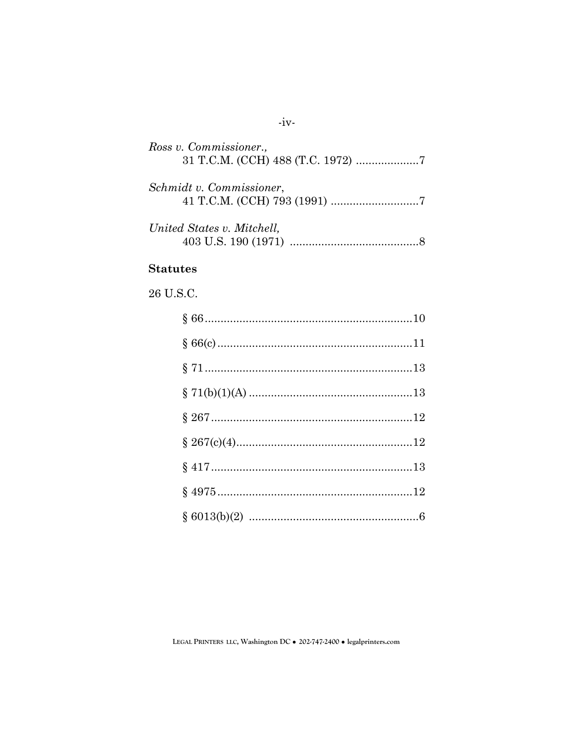*Ross v. Commissioner.*,
31 T.C.M. (CCH) 488 (T.C. 1972) ....................7

*Schmidt v. Commissioner*,
41 T.C.M. (CCH) 793 (1991) ...........................7

*United States v. Mitchell,*
403 U.S. 190 (1971) .........................................8

**Statutes**

26 U.S.C.

§ 66..................................................................10

§ 66(c)..............................................................11

§ 71..................................................................13

§ 71(b)(1)(A) ....................................................13

§ 267................................................................12

§ 267(c)(4)........................................................12

§ 417................................................................13

§ 4975..............................................................12

§ 6013(b)(2) ......................................................6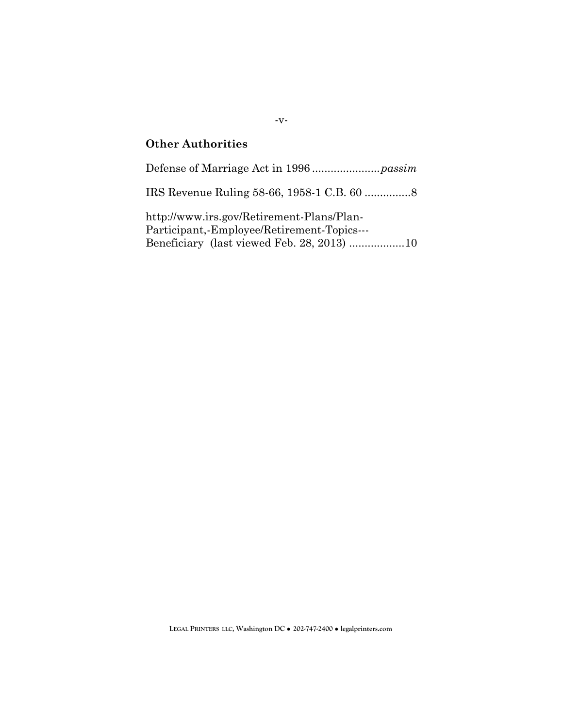## Other Authorities

Defense of Marriage Act in 1996 ...................... *passim*

IRS Revenue Ruling 58-66, 1958-1 C.B. 60 ...............8

http://www.irs.gov/Retirement-Plans/Plan-Participant,-Employee/Retirement-Topics---Beneficiary (last viewed Feb. 28, 2013) ..................10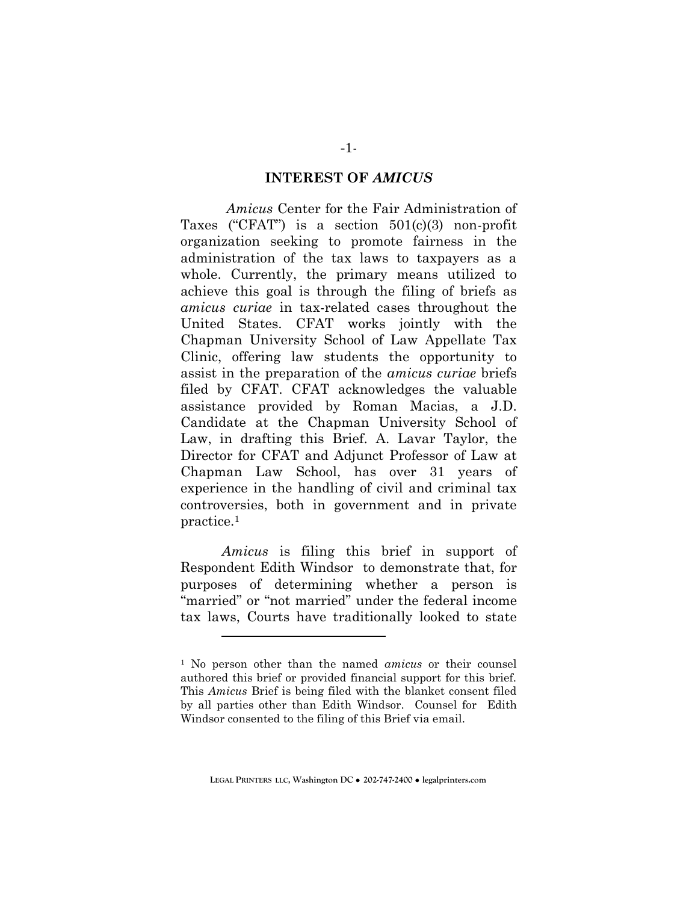## INTEREST OF *AMICUS*

*Amicus* Center for the Fair Administration of Taxes ("CFAT") is a section 501(c)(3) non-profit organization seeking to promote fairness in the administration of the tax laws to taxpayers as a whole. Currently, the primary means utilized to achieve this goal is through the filing of briefs as *amicus curiae* in tax-related cases throughout the United States. CFAT works jointly with the Chapman University School of Law Appellate Tax Clinic, offering law students the opportunity to assist in the preparation of the *amicus curiae* briefs filed by CFAT. CFAT acknowledges the valuable assistance provided by Roman Macias, a J.D. Candidate at the Chapman University School of Law, in drafting this Brief. A. Lavar Taylor, the Director for CFAT and Adjunct Professor of Law at Chapman Law School, has over 31 years of experience in the handling of civil and criminal tax controversies, both in government and in private practice.[1]

*Amicus* is filing this brief in support of Respondent Edith Windsor to demonstrate that, for purposes of determining whether a person is "married" or "not married" under the federal income tax laws, Courts have traditionally looked to state

---

[1] No person other than the named *amicus* or their counsel authored this brief or provided financial support for this brief. This *Amicus* Brief is being filed with the blanket consent filed by all parties other than Edith Windsor. Counsel for Edith Windsor consented to the filing of this Brief via email.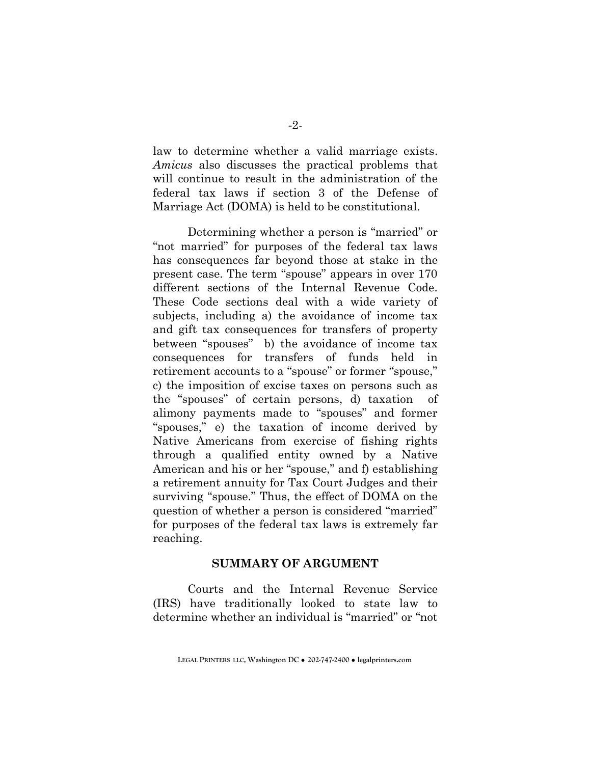law to determine whether a valid marriage exists. *Amicus* also discusses the practical problems that will continue to result in the administration of the federal tax laws if section 3 of the Defense of Marriage Act (DOMA) is held to be constitutional.

Determining whether a person is "married" or "not married" for purposes of the federal tax laws has consequences far beyond those at stake in the present case. The term "spouse" appears in over 170 different sections of the Internal Revenue Code. These Code sections deal with a wide variety of subjects, including a) the avoidance of income tax and gift tax consequences for transfers of property between "spouses" b) the avoidance of income tax consequences for transfers of funds held in retirement accounts to a "spouse" or former "spouse," c) the imposition of excise taxes on persons such as the "spouses" of certain persons, d) taxation of alimony payments made to "spouses" and former "spouses," e) the taxation of income derived by Native Americans from exercise of fishing rights through a qualified entity owned by a Native American and his or her "spouse," and f) establishing a retirement annuity for Tax Court Judges and their surviving "spouse." Thus, the effect of DOMA on the question of whether a person is considered "married" for purposes of the federal tax laws is extremely far reaching.

## SUMMARY OF ARGUMENT

Courts and the Internal Revenue Service (IRS) have traditionally looked to state law to determine whether an individual is "married" or "not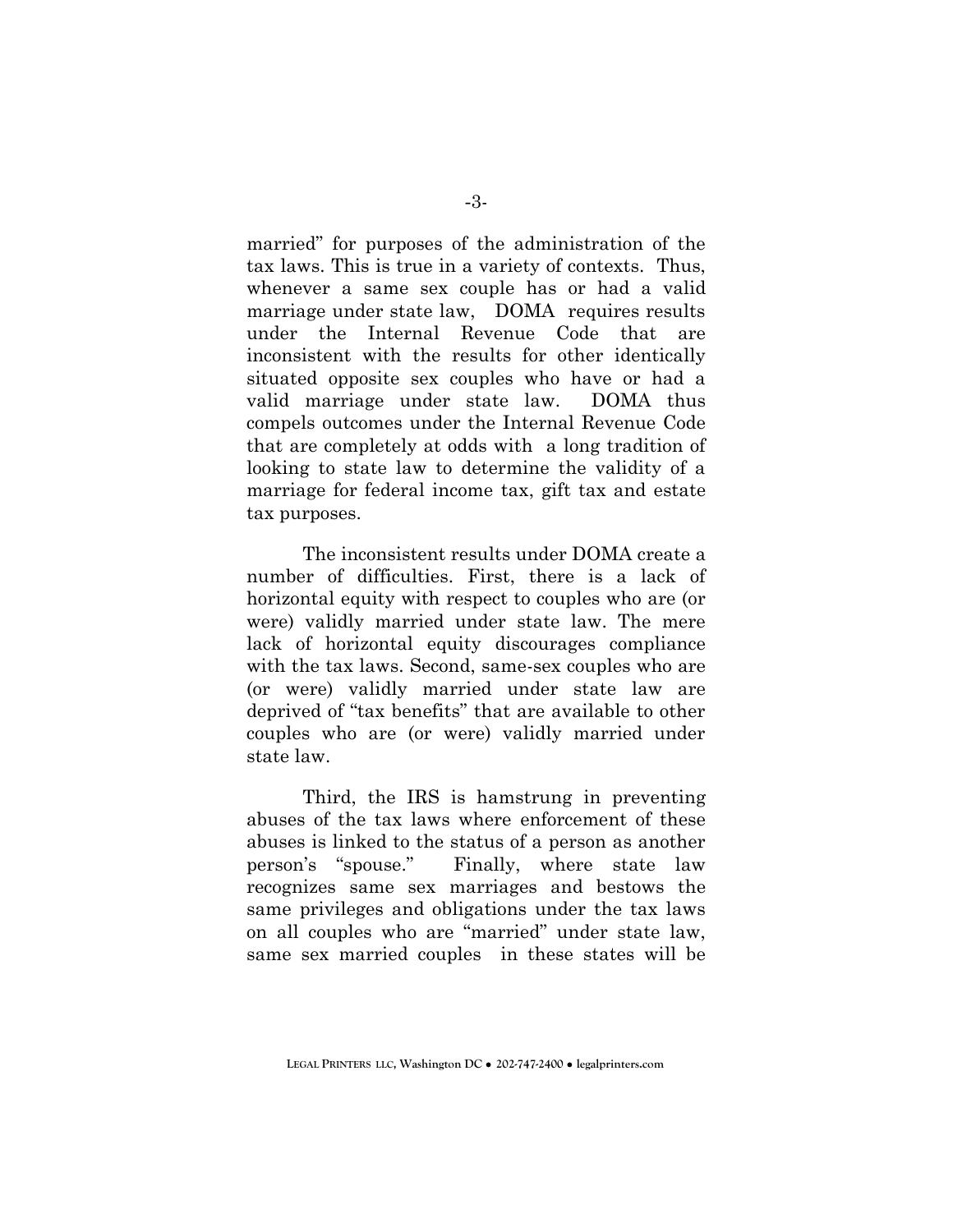married" for purposes of the administration of the tax laws. This is true in a variety of contexts. Thus, whenever a same sex couple has or had a valid marriage under state law, DOMA requires results under the Internal Revenue Code that are inconsistent with the results for other identically situated opposite sex couples who have or had a valid marriage under state law. DOMA thus compels outcomes under the Internal Revenue Code that are completely at odds with a long tradition of looking to state law to determine the validity of a marriage for federal income tax, gift tax and estate tax purposes.

The inconsistent results under DOMA create a number of difficulties. First, there is a lack of horizontal equity with respect to couples who are (or were) validly married under state law. The mere lack of horizontal equity discourages compliance with the tax laws. Second, same-sex couples who are (or were) validly married under state law are deprived of "tax benefits" that are available to other couples who are (or were) validly married under state law.

Third, the IRS is hamstrung in preventing abuses of the tax laws where enforcement of these abuses is linked to the status of a person as another person's "spouse." Finally, where state law recognizes same sex marriages and bestows the same privileges and obligations under the tax laws on all couples who are "married" under state law, same sex married couples in these states will be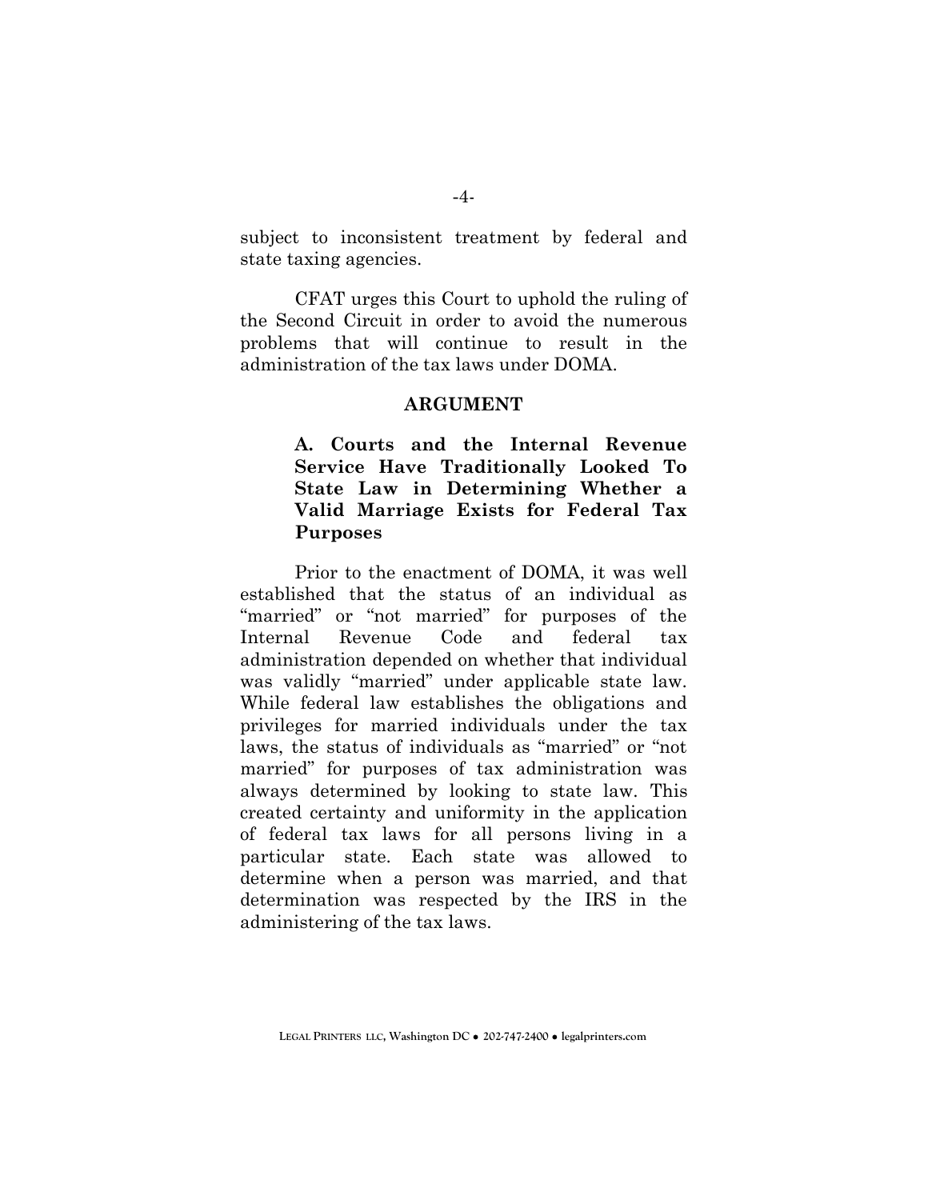subject to inconsistent treatment by federal and state taxing agencies.

CFAT urges this Court to uphold the ruling of the Second Circuit in order to avoid the numerous problems that will continue to result in the administration of the tax laws under DOMA.

## ARGUMENT

### A. Courts and the Internal Revenue Service Have Traditionally Looked To State Law in Determining Whether a Valid Marriage Exists for Federal Tax Purposes

Prior to the enactment of DOMA, it was well established that the status of an individual as "married" or "not married" for purposes of the Internal Revenue Code and federal tax administration depended on whether that individual was validly "married" under applicable state law. While federal law establishes the obligations and privileges for married individuals under the tax laws, the status of individuals as "married" or "not married" for purposes of tax administration was always determined by looking to state law. This created certainty and uniformity in the application of federal tax laws for all persons living in a particular state. Each state was allowed to determine when a person was married, and that determination was respected by the IRS in the administering of the tax laws.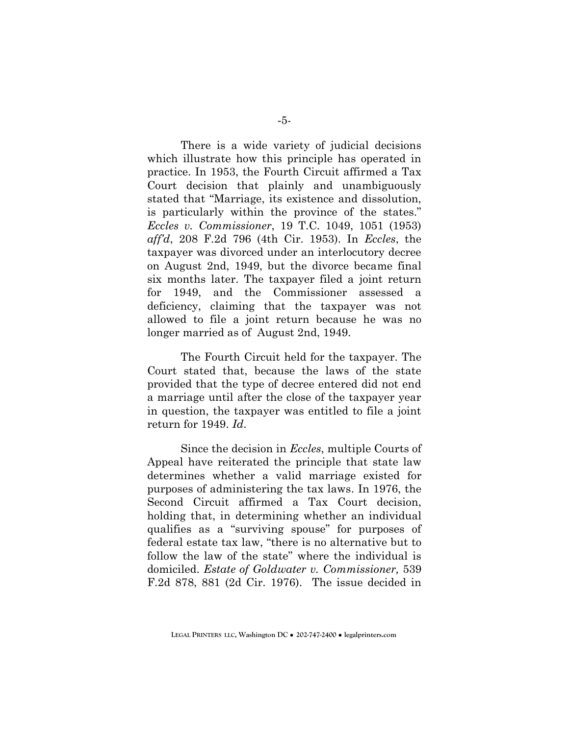There is a wide variety of judicial decisions which illustrate how this principle has operated in practice. In 1953, the Fourth Circuit affirmed a Tax Court decision that plainly and unambiguously stated that "Marriage, its existence and dissolution, is particularly within the province of the states." *Eccles v. Commissioner*, 19 T.C. 1049, 1051 (1953) *aff'd*, 208 F.2d 796 (4th Cir. 1953). In *Eccles*, the taxpayer was divorced under an interlocutory decree on August 2nd, 1949, but the divorce became final six months later. The taxpayer filed a joint return for 1949, and the Commissioner assessed a deficiency, claiming that the taxpayer was not allowed to file a joint return because he was no longer married as of August 2nd, 1949.

The Fourth Circuit held for the taxpayer. The Court stated that, because the laws of the state provided that the type of decree entered did not end a marriage until after the close of the taxpayer year in question, the taxpayer was entitled to file a joint return for 1949. *Id*.

Since the decision in *Eccles*, multiple Courts of Appeal have reiterated the principle that state law determines whether a valid marriage existed for purposes of administering the tax laws. In 1976, the Second Circuit affirmed a Tax Court decision, holding that, in determining whether an individual qualifies as a "surviving spouse" for purposes of federal estate tax law, "there is no alternative but to follow the law of the state" where the individual is domiciled. *Estate of Goldwater v. Commissioner,* 539 F.2d 878, 881 (2d Cir. 1976). The issue decided in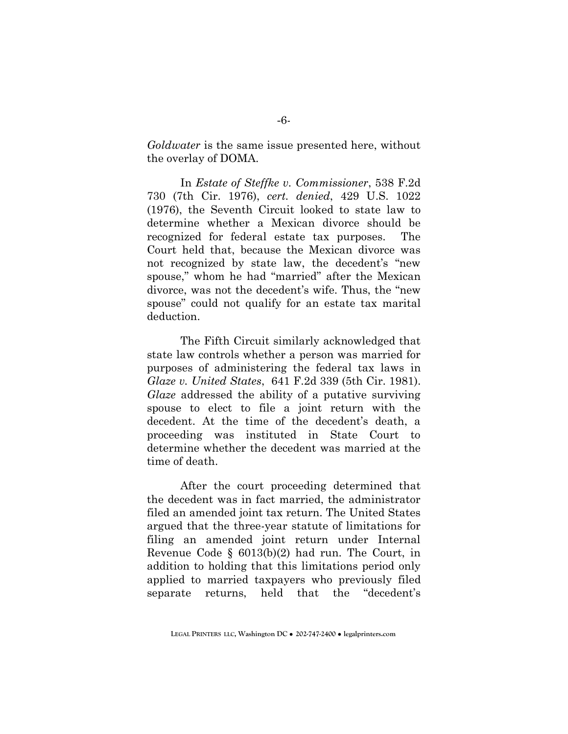*Goldwater* is the same issue presented here, without the overlay of DOMA.

In *Estate of Steffke v. Commissioner*, 538 F.2d 730 (7th Cir. 1976), *cert. denied*, 429 U.S. 1022 (1976), the Seventh Circuit looked to state law to determine whether a Mexican divorce should be recognized for federal estate tax purposes. The Court held that, because the Mexican divorce was not recognized by state law, the decedent's "new spouse," whom he had "married" after the Mexican divorce, was not the decedent's wife. Thus, the "new spouse" could not qualify for an estate tax marital deduction.

The Fifth Circuit similarly acknowledged that state law controls whether a person was married for purposes of administering the federal tax laws in *Glaze v. United States*, 641 F.2d 339 (5th Cir. 1981). *Glaze* addressed the ability of a putative surviving spouse to elect to file a joint return with the decedent. At the time of the decedent's death, a proceeding was instituted in State Court to determine whether the decedent was married at the time of death.

After the court proceeding determined that the decedent was in fact married, the administrator filed an amended joint tax return. The United States argued that the three-year statute of limitations for filing an amended joint return under Internal Revenue Code § 6013(b)(2) had run. The Court, in addition to holding that this limitations period only applied to married taxpayers who previously filed separate returns, held that the "decedent's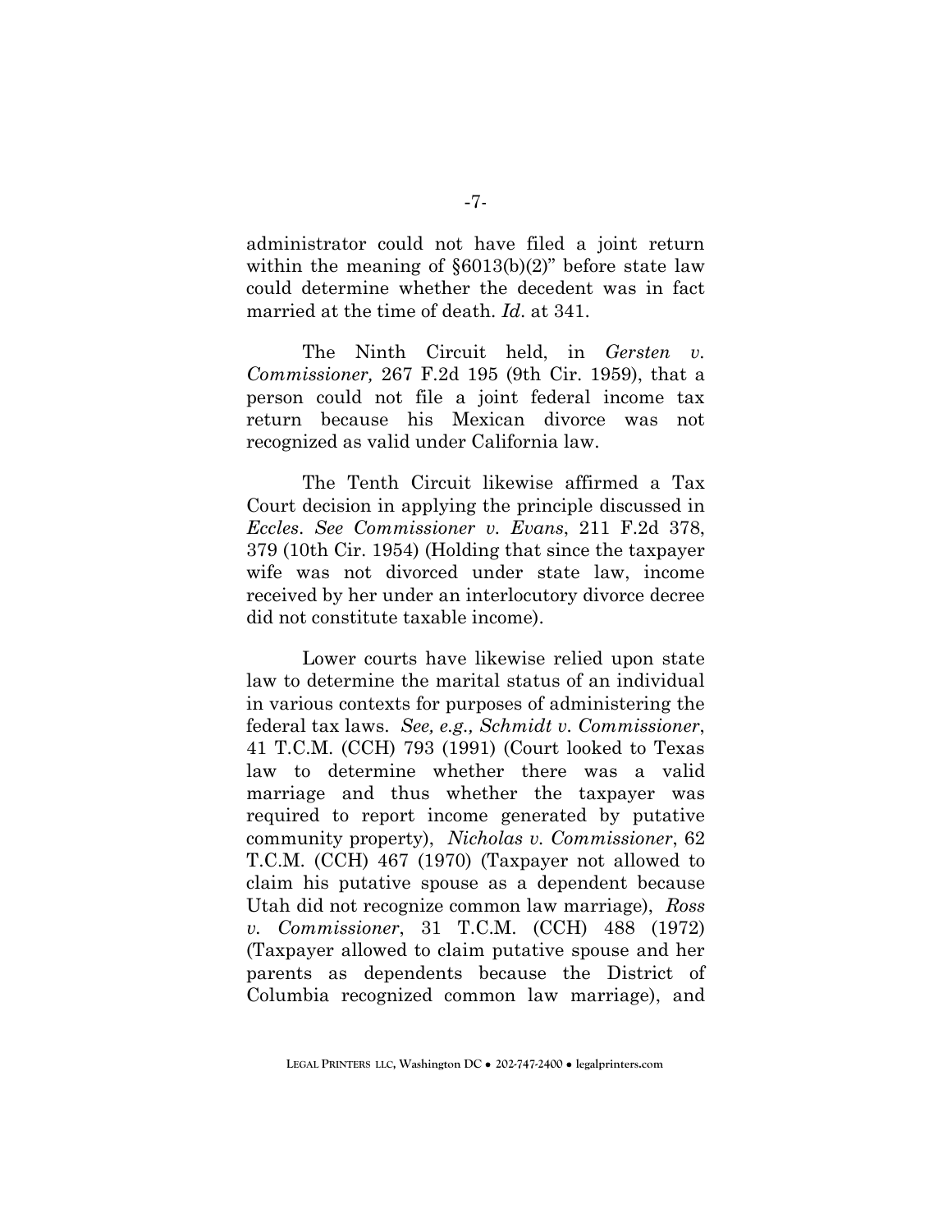administrator could not have filed a joint return within the meaning of §6013(b)(2)" before state law could determine whether the decedent was in fact married at the time of death. *Id*. at 341.

The Ninth Circuit held, in *Gersten v. Commissioner,* 267 F.2d 195 (9th Cir. 1959), that a person could not file a joint federal income tax return because his Mexican divorce was not recognized as valid under California law.

The Tenth Circuit likewise affirmed a Tax Court decision in applying the principle discussed in *Eccles*. *See Commissioner v. Evans*, 211 F.2d 378, 379 (10th Cir. 1954) (Holding that since the taxpayer wife was not divorced under state law, income received by her under an interlocutory divorce decree did not constitute taxable income).

Lower courts have likewise relied upon state law to determine the marital status of an individual in various contexts for purposes of administering the federal tax laws. *See, e.g., Schmidt v. Commissioner*, 41 T.C.M. (CCH) 793 (1991) (Court looked to Texas law to determine whether there was a valid marriage and thus whether the taxpayer was required to report income generated by putative community property), *Nicholas v. Commissioner*, 62 T.C.M. (CCH) 467 (1970) (Taxpayer not allowed to claim his putative spouse as a dependent because Utah did not recognize common law marriage), *Ross v. Commissioner*, 31 T.C.M. (CCH) 488 (1972) (Taxpayer allowed to claim putative spouse and her parents as dependents because the District of Columbia recognized common law marriage), and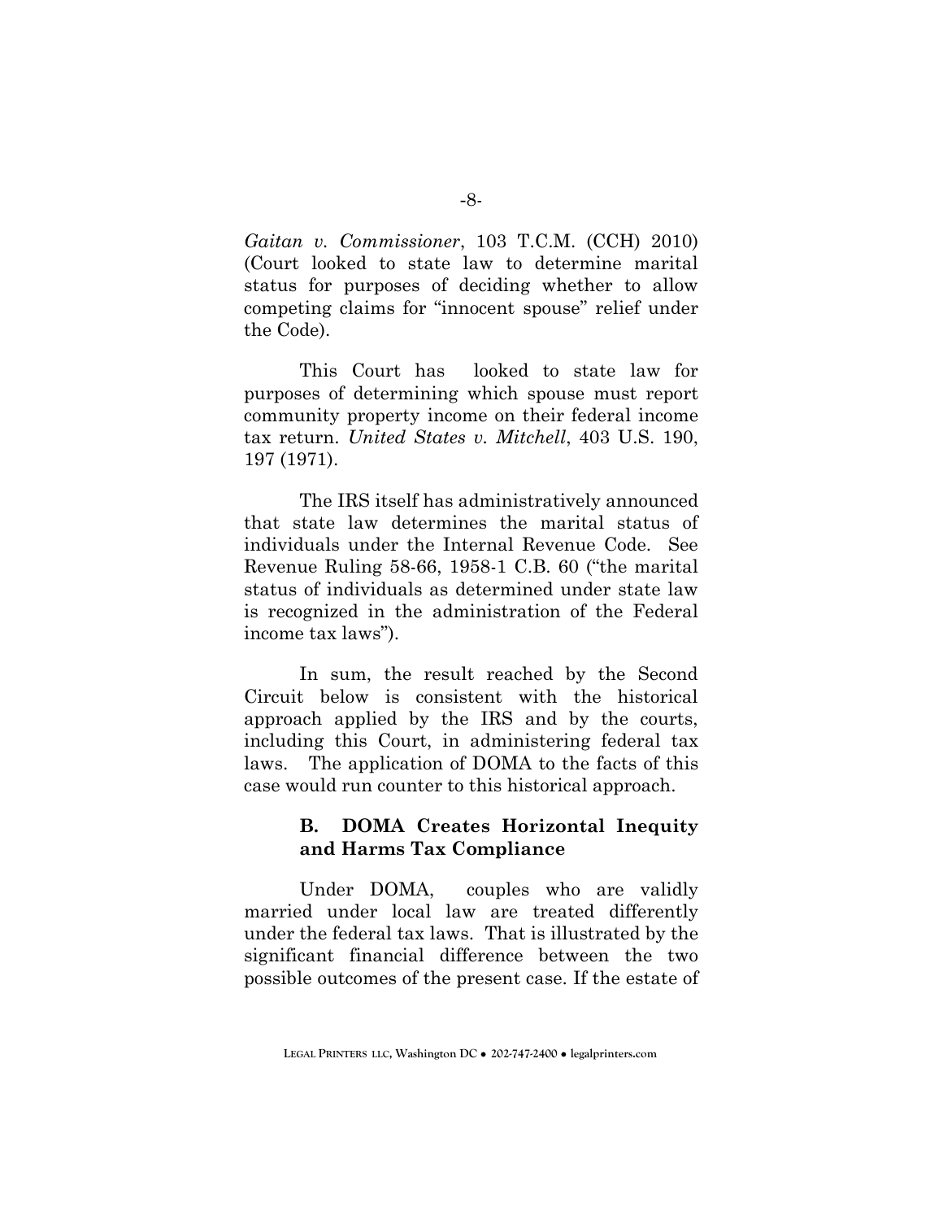*Gaitan v. Commissioner*, 103 T.C.M. (CCH) 2010) (Court looked to state law to determine marital status for purposes of deciding whether to allow competing claims for "innocent spouse" relief under the Code).

This Court has looked to state law for purposes of determining which spouse must report community property income on their federal income tax return. *United States v. Mitchell*, 403 U.S. 190, 197 (1971).

The IRS itself has administratively announced that state law determines the marital status of individuals under the Internal Revenue Code. See Revenue Ruling 58-66, 1958-1 C.B. 60 ("the marital status of individuals as determined under state law is recognized in the administration of the Federal income tax laws").

In sum, the result reached by the Second Circuit below is consistent with the historical approach applied by the IRS and by the courts, including this Court, in administering federal tax laws. The application of DOMA to the facts of this case would run counter to this historical approach.

### B. DOMA Creates Horizontal Inequity and Harms Tax Compliance

Under DOMA, couples who are validly married under local law are treated differently under the federal tax laws. That is illustrated by the significant financial difference between the two possible outcomes of the present case. If the estate of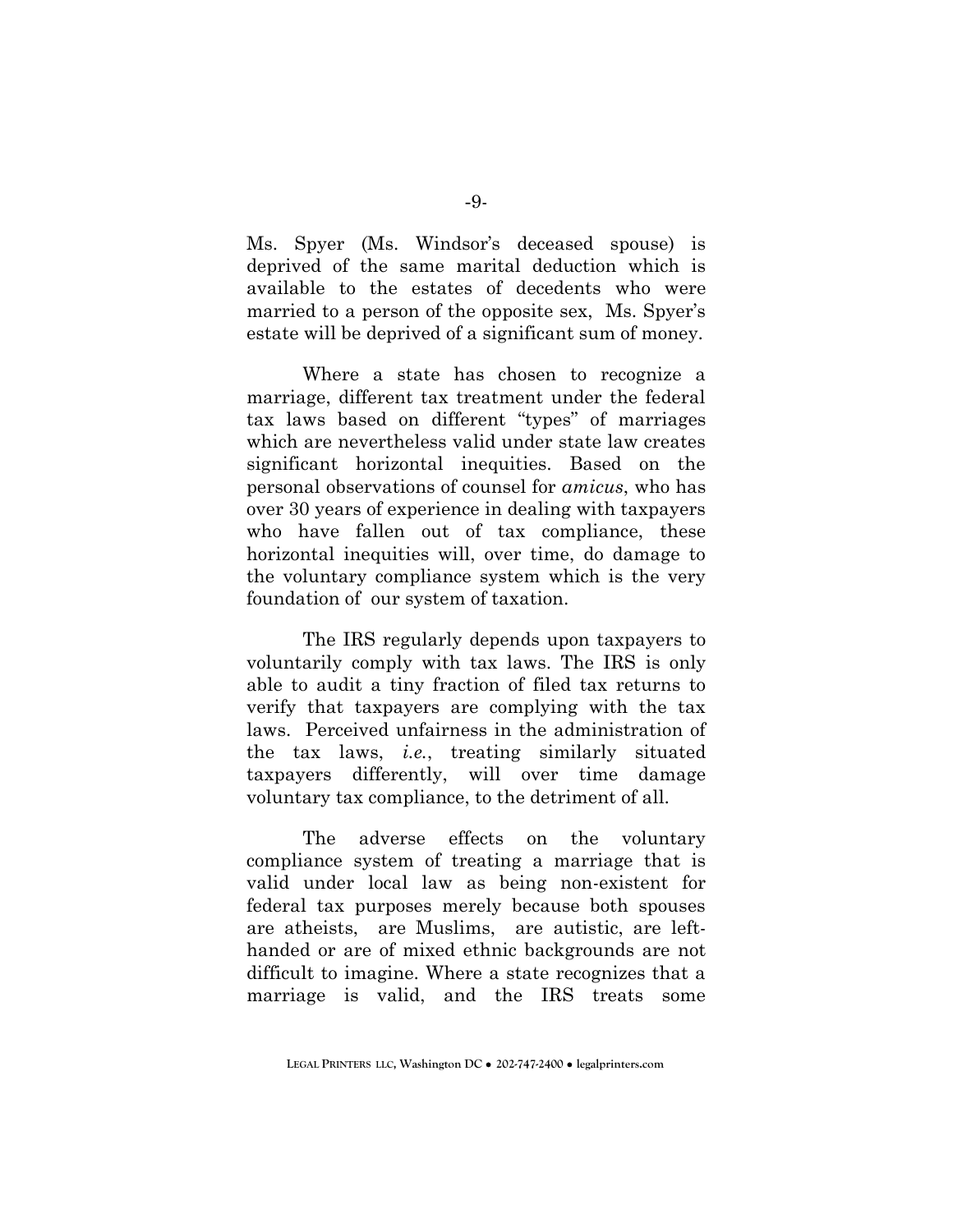Ms. Spyer (Ms. Windsor's deceased spouse) is deprived of the same marital deduction which is available to the estates of decedents who were married to a person of the opposite sex, Ms. Spyer's estate will be deprived of a significant sum of money.

Where a state has chosen to recognize a marriage, different tax treatment under the federal tax laws based on different "types" of marriages which are nevertheless valid under state law creates significant horizontal inequities. Based on the personal observations of counsel for *amicus*, who has over 30 years of experience in dealing with taxpayers who have fallen out of tax compliance, these horizontal inequities will, over time, do damage to the voluntary compliance system which is the very foundation of our system of taxation.

The IRS regularly depends upon taxpayers to voluntarily comply with tax laws. The IRS is only able to audit a tiny fraction of filed tax returns to verify that taxpayers are complying with the tax laws. Perceived unfairness in the administration of the tax laws, *i.e.*, treating similarly situated taxpayers differently, will over time damage voluntary tax compliance, to the detriment of all.

The adverse effects on the voluntary compliance system of treating a marriage that is valid under local law as being non-existent for federal tax purposes merely because both spouses are atheists, are Muslims, are autistic, are left-handed or are of mixed ethnic backgrounds are not difficult to imagine. Where a state recognizes that a marriage is valid, and the IRS treats some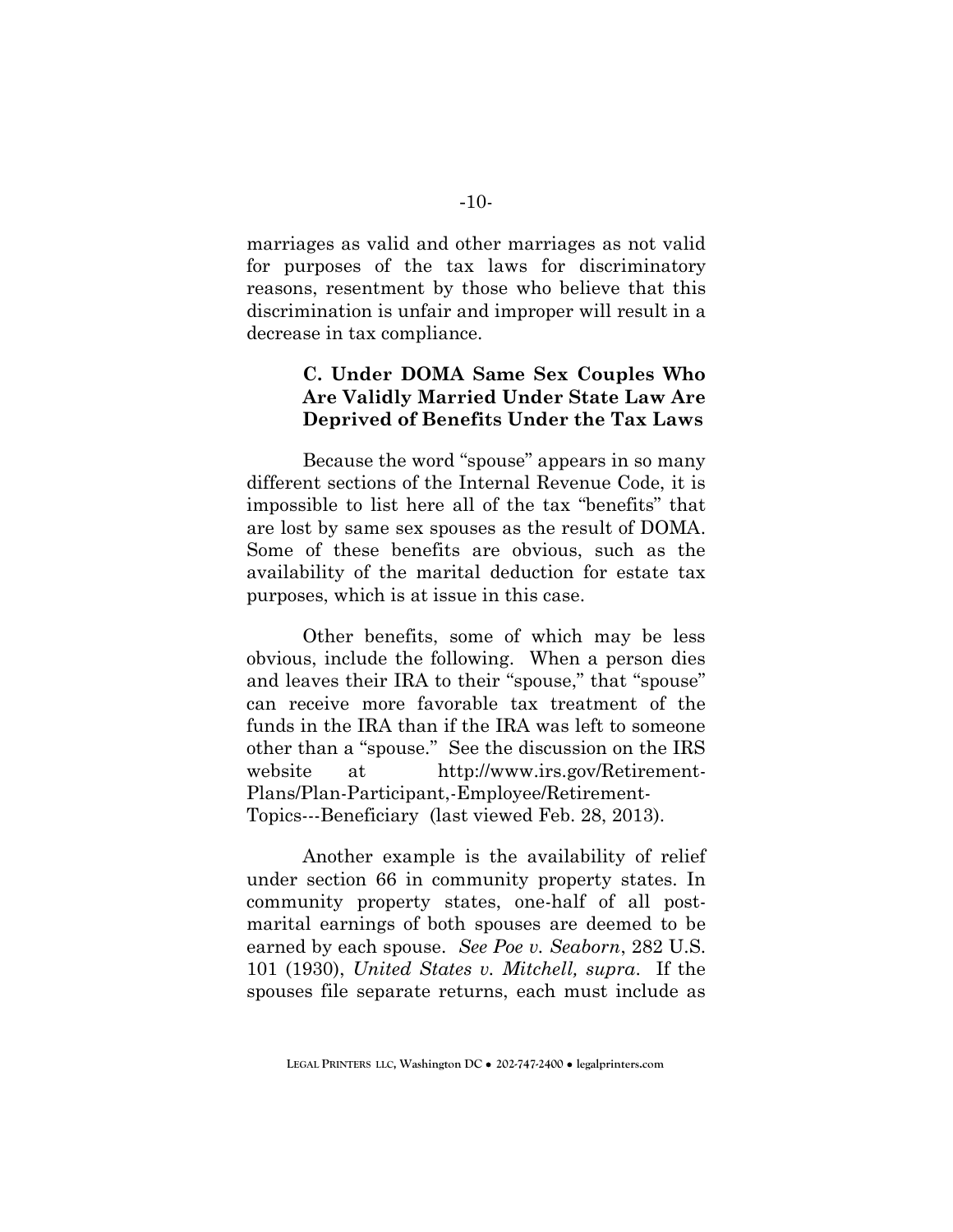marriages as valid and other marriages as not valid for purposes of the tax laws for discriminatory reasons, resentment by those who believe that this discrimination is unfair and improper will result in a decrease in tax compliance.

### C. Under DOMA Same Sex Couples Who Are Validly Married Under State Law Are Deprived of Benefits Under the Tax Laws

Because the word "spouse" appears in so many different sections of the Internal Revenue Code, it is impossible to list here all of the tax "benefits" that are lost by same sex spouses as the result of DOMA. Some of these benefits are obvious, such as the availability of the marital deduction for estate tax purposes, which is at issue in this case.

Other benefits, some of which may be less obvious, include the following. When a person dies and leaves their IRA to their "spouse," that "spouse" can receive more favorable tax treatment of the funds in the IRA than if the IRA was left to someone other than a "spouse." See the discussion on the IRS website at http://www.irs.gov/Retirement-Plans/Plan-Participant,-Employee/Retirement-Topics---Beneficiary (last viewed Feb. 28, 2013).

Another example is the availability of relief under section 66 in community property states. In community property states, one-half of all post-marital earnings of both spouses are deemed to be earned by each spouse. *See Poe v. Seaborn*, 282 U.S. 101 (1930), *United States v. Mitchell, supra*. If the spouses file separate returns, each must include as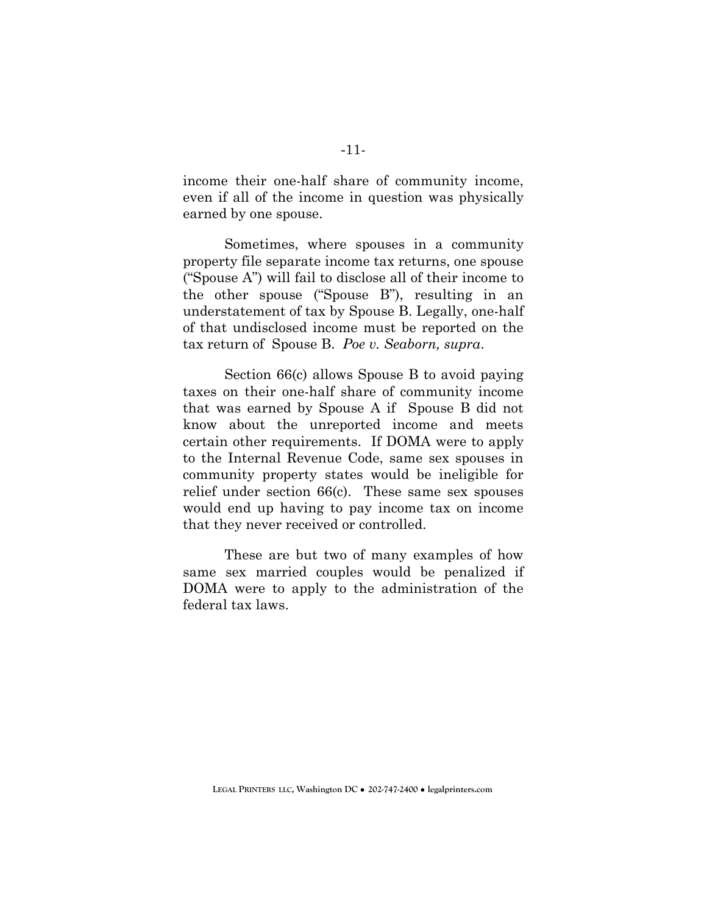income their one-half share of community income, even if all of the income in question was physically earned by one spouse.

Sometimes, where spouses in a community property file separate income tax returns, one spouse ("Spouse A") will fail to disclose all of their income to the other spouse ("Spouse B"), resulting in an understatement of tax by Spouse B. Legally, one-half of that undisclosed income must be reported on the tax return of Spouse B. *Poe v. Seaborn, supra*.

Section 66(c) allows Spouse B to avoid paying taxes on their one-half share of community income that was earned by Spouse A if Spouse B did not know about the unreported income and meets certain other requirements. If DOMA were to apply to the Internal Revenue Code, same sex spouses in community property states would be ineligible for relief under section 66(c). These same sex spouses would end up having to pay income tax on income that they never received or controlled.

These are but two of many examples of how same sex married couples would be penalized if DOMA were to apply to the administration of the federal tax laws.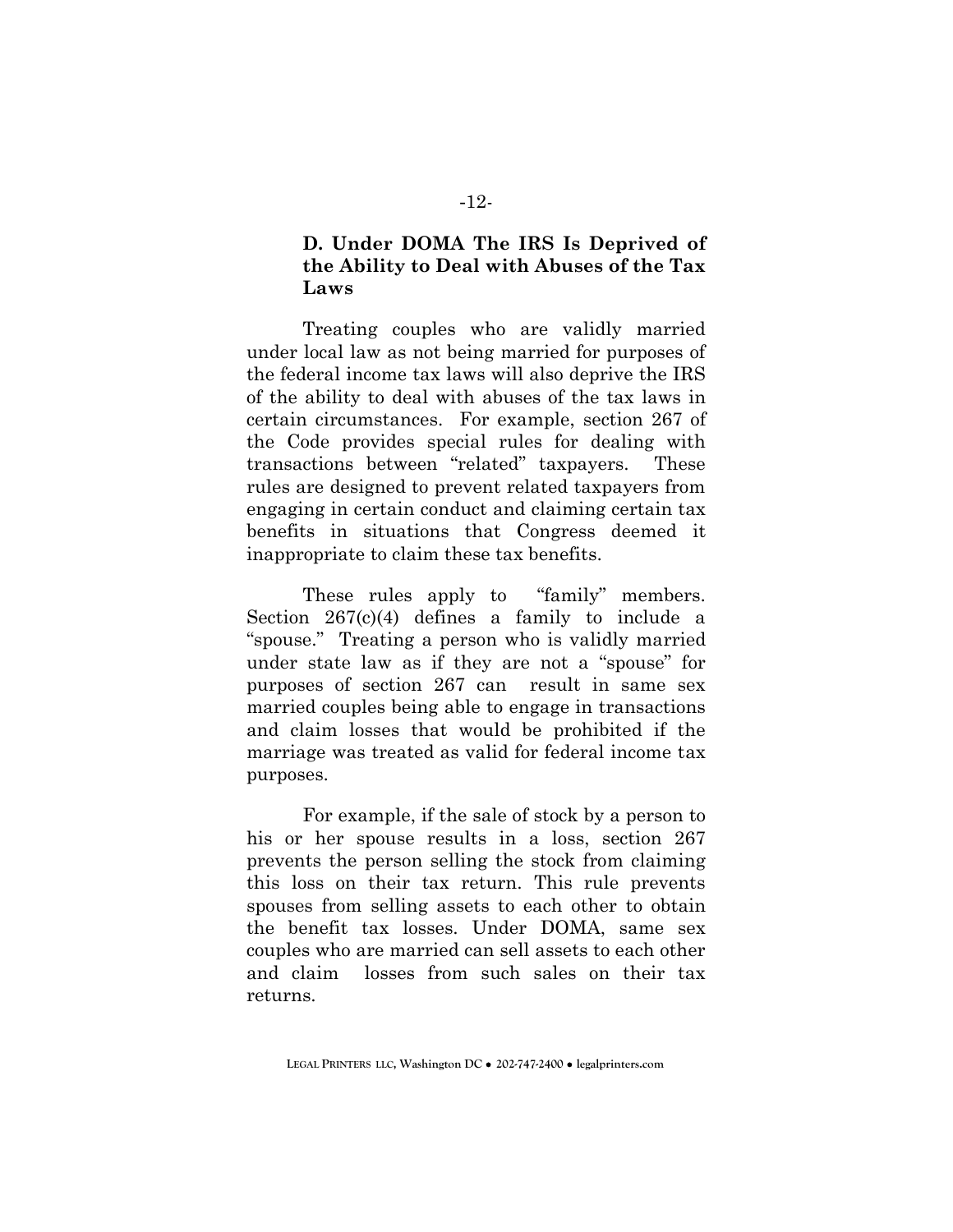### D. Under DOMA The IRS Is Deprived of the Ability to Deal with Abuses of the Tax Laws

Treating couples who are validly married under local law as not being married for purposes of the federal income tax laws will also deprive the IRS of the ability to deal with abuses of the tax laws in certain circumstances. For example, section 267 of the Code provides special rules for dealing with transactions between "related" taxpayers. These rules are designed to prevent related taxpayers from engaging in certain conduct and claiming certain tax benefits in situations that Congress deemed it inappropriate to claim these tax benefits.

These rules apply to "family" members. Section 267(c)(4) defines a family to include a "spouse." Treating a person who is validly married under state law as if they are not a "spouse" for purposes of section 267 can result in same sex married couples being able to engage in transactions and claim losses that would be prohibited if the marriage was treated as valid for federal income tax purposes.

For example, if the sale of stock by a person to his or her spouse results in a loss, section 267 prevents the person selling the stock from claiming this loss on their tax return. This rule prevents spouses from selling assets to each other to obtain the benefit tax losses. Under DOMA, same sex couples who are married can sell assets to each other and claim losses from such sales on their tax returns.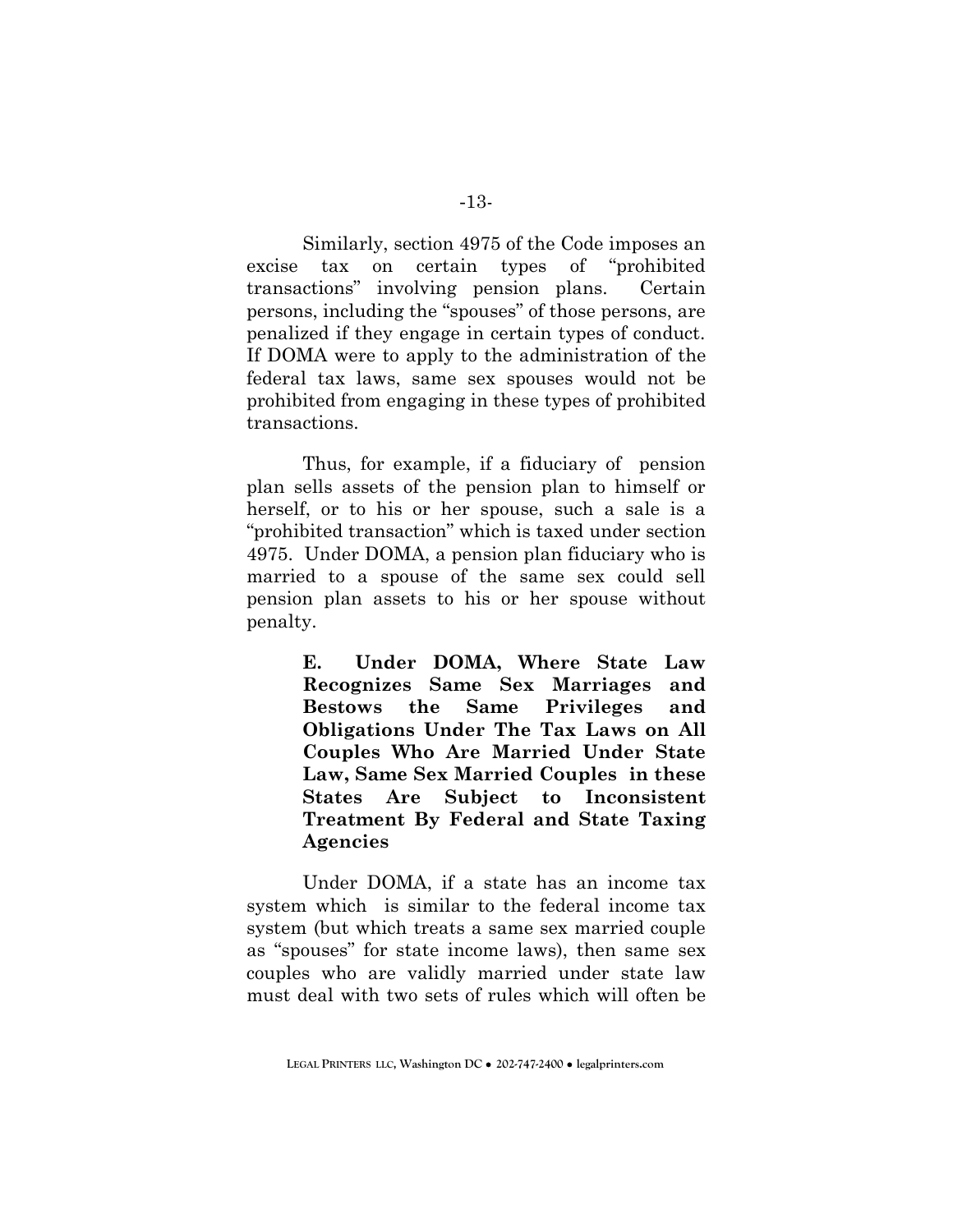Similarly, section 4975 of the Code imposes an excise tax on certain types of "prohibited transactions" involving pension plans. Certain persons, including the "spouses" of those persons, are penalized if they engage in certain types of conduct. If DOMA were to apply to the administration of the federal tax laws, same sex spouses would not be prohibited from engaging in these types of prohibited transactions.

Thus, for example, if a fiduciary of pension plan sells assets of the pension plan to himself or herself, or to his or her spouse, such a sale is a "prohibited transaction" which is taxed under section 4975. Under DOMA, a pension plan fiduciary who is married to a spouse of the same sex could sell pension plan assets to his or her spouse without penalty.

### E. Under DOMA, Where State Law Recognizes Same Sex Marriages and Bestows the Same Privileges and Obligations Under The Tax Laws on All Couples Who Are Married Under State Law, Same Sex Married Couples in these States Are Subject to Inconsistent Treatment By Federal and State Taxing Agencies

Under DOMA, if a state has an income tax system which is similar to the federal income tax system (but which treats a same sex married couple as "spouses" for state income laws), then same sex couples who are validly married under state law must deal with two sets of rules which will often be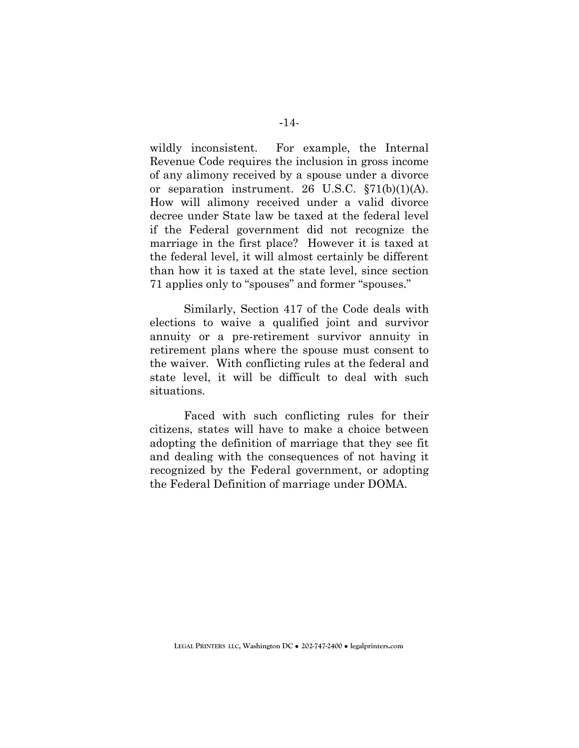wildly inconsistent. For example, the Internal Revenue Code requires the inclusion in gross income of any alimony received by a spouse under a divorce or separation instrument. 26 U.S.C. §71(b)(1)(A). How will alimony received under a valid divorce decree under State law be taxed at the federal level if the Federal government did not recognize the marriage in the first place? However it is taxed at the federal level, it will almost certainly be different than how it is taxed at the state level, since section 71 applies only to "spouses" and former "spouses."

Similarly, Section 417 of the Code deals with elections to waive a qualified joint and survivor annuity or a pre-retirement survivor annuity in retirement plans where the spouse must consent to the waiver. With conflicting rules at the federal and state level, it will be difficult to deal with such situations.

Faced with such conflicting rules for their citizens, states will have to make a choice between adopting the definition of marriage that they see fit and dealing with the consequences of not having it recognized by the Federal government, or adopting the Federal Definition of marriage under DOMA.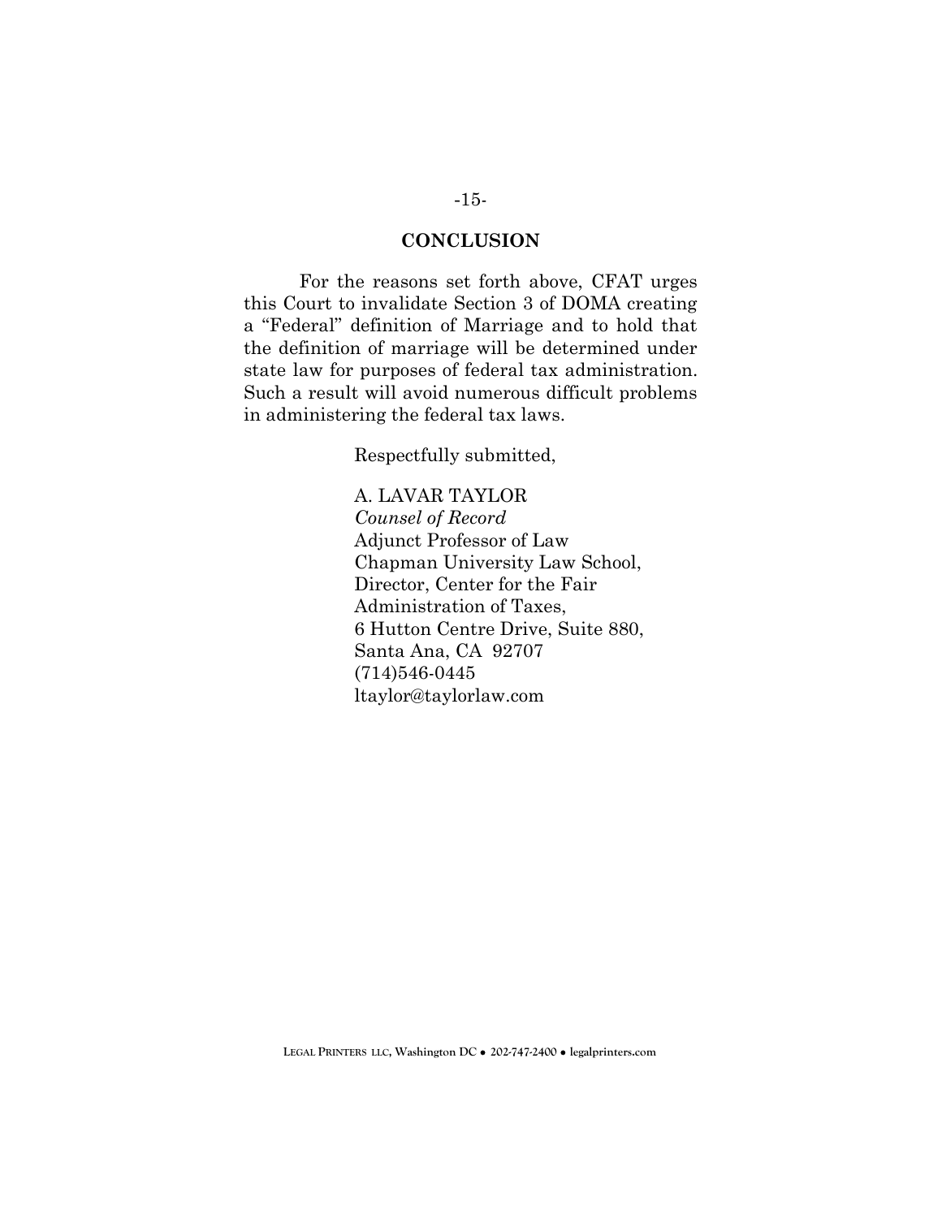## CONCLUSION

For the reasons set forth above, CFAT urges this Court to invalidate Section 3 of DOMA creating a "Federal" definition of Marriage and to hold that the definition of marriage will be determined under state law for purposes of federal tax administration. Such a result will avoid numerous difficult problems in administering the federal tax laws.

Respectfully submitted,

A. LAVAR TAYLOR
*Counsel of Record*
Adjunct Professor of Law
Chapman University Law School,
Director, Center for the Fair
Administration of Taxes,
6 Hutton Centre Drive, Suite 880,
Santa Ana, CA 92707
(714)546-0445
ltaylor@taylorlaw.com

LEGAL PRINTERS LLC, Washington DC ● 202-747-2400 ● legalprinters.com